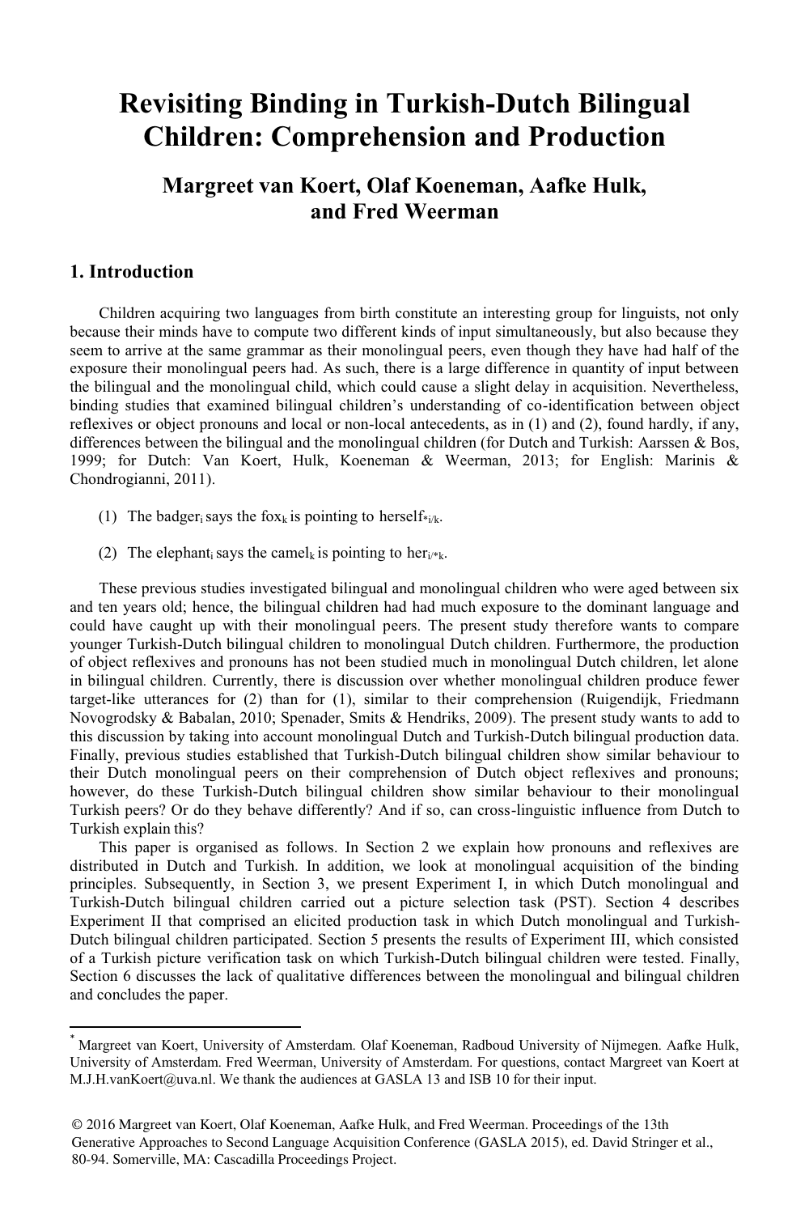# Revisiting Binding in Turkish-Dutch Bilingual Children: Comprehension and Production

## Margreet van Koert, Olaf Koeneman, Aafke Hulk, and Fred Weerman

## 1. Introduction

Children acquiring two languages from birth constitute an interesting group for linguists, not only because their minds have to compute two different kinds of input simultaneously, but also because they seem to arrive at the same grammar as their monolingual peers, even though they have had half of the exposure their monolingual peers had. As such, there is a large difference in quantity of input between the bilingual and the monolingual child, which could cause a slight delay in acquisition. Nevertheless, binding studies that examined bilingual children's understanding of co-identification between object reflexives or object pronouns and local or non-local antecedents, as in (1) and (2), found hardly, if any, differences between the bilingual and the monolingual children (for Dutch and Turkish: Aarssen & Bos, 1999; for Dutch: Van Koert, Hulk, Koeneman & Weerman, 2013; for English: Marinis & Chondrogianni, 2011).

(1) The badger$_i$ says the fox$_k$ is pointing to herself$_{*i/k}$.

(2) The elephant$_i$ says the camel$_k$ is pointing to her$_{i/*k}$.

These previous studies investigated bilingual and monolingual children who were aged between six and ten years old; hence, the bilingual children had had much exposure to the dominant language and could have caught up with their monolingual peers. The present study therefore wants to compare younger Turkish-Dutch bilingual children to monolingual Dutch children. Furthermore, the production of object reflexives and pronouns has not been studied much in monolingual Dutch children, let alone in bilingual children. Currently, there is discussion over whether monolingual children produce fewer target-like utterances for (2) than for (1), similar to their comprehension (Ruigendijk, Friedmann Novogrodsky & Babalan, 2010; Spenader, Smits & Hendriks, 2009). The present study wants to add to this discussion by taking into account monolingual Dutch and Turkish-Dutch bilingual production data. Finally, previous studies established that Turkish-Dutch bilingual children show similar behaviour to their Dutch monolingual peers on their comprehension of Dutch object reflexives and pronouns; however, do these Turkish-Dutch bilingual children show similar behaviour to their monolingual Turkish peers? Or do they behave differently? And if so, can cross-linguistic influence from Dutch to Turkish explain this?

This paper is organised as follows. In Section 2 we explain how pronouns and reflexives are distributed in Dutch and Turkish. In addition, we look at monolingual acquisition of the binding principles. Subsequently, in Section 3, we present Experiment I, in which Dutch monolingual and Turkish-Dutch bilingual children carried out a picture selection task (PST). Section 4 describes Experiment II that comprised an elicited production task in which Dutch monolingual and Turkish-Dutch bilingual children participated. Section 5 presents the results of Experiment III, which consisted of a Turkish picture verification task on which Turkish-Dutch bilingual children were tested. Finally, Section 6 discusses the lack of qualitative differences between the monolingual and bilingual children and concludes the paper.

---

* Margreet van Koert, University of Amsterdam. Olaf Koeneman, Radboud University of Nijmegen. Aafke Hulk, University of Amsterdam. Fred Weerman, University of Amsterdam. For questions, contact Margreet van Koert at M.J.H.vanKoert@uva.nl. We thank the audiences at GASLA 13 and ISB 10 for their input.

© 2016 Margreet van Koert, Olaf Koeneman, Aafke Hulk, and Fred Weerman. Proceedings of the 13th Generative Approaches to Second Language Acquisition Conference (GASLA 2015), ed. David Stringer et al., 80-94. Somerville, MA: Cascadilla Proceedings Project.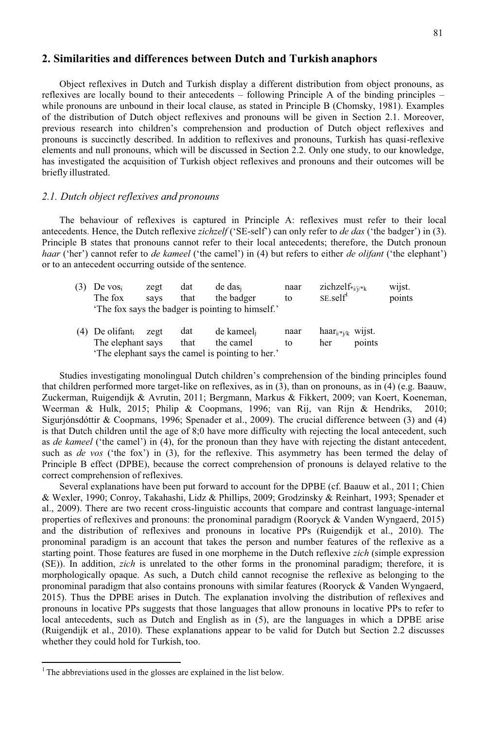## 2. Similarities and differences between Dutch and Turkish anaphors

Object reflexives in Dutch and Turkish display a different distribution from object pronouns, as reflexives are locally bound to their antecedents – following Principle A of the binding principles – while pronouns are unbound in their local clause, as stated in Principle B (Chomsky, 1981). Examples of the distribution of Dutch object reflexives and pronouns will be given in Section 2.1. Moreover, previous research into children's comprehension and production of Dutch object reflexives and pronouns is succinctly described. In addition to reflexives and pronouns, Turkish has quasi-reflexive elements and null pronouns, which will be discussed in Section 2.2. Only one study, to our knowledge, has investigated the acquisition of Turkish object reflexives and pronouns and their outcomes will be briefly illustrated.

### *2.1. Dutch object reflexives and pronouns*

The behaviour of reflexives is captured in Principle A: reflexives must refer to their local antecedents. Hence, the Dutch reflexive *zichzelf* ('SE-self') can only refer to *de das* ('the badger') in (3). Principle B states that pronouns cannot refer to their local antecedents; therefore, the Dutch pronoun *haar* ('her') cannot refer to *de kameel* ('the camel') in (4) but refers to either *de olifant* ('the elephant') or to an antecedent occurring outside of the sentence.

(3) De $vos_i$ zegt dat de $das_j$ naar $zichzelf_{*i/j/*k}$ wijst.
The fox says that the badger to SE.self[1] points
'The fox says the badger is pointing to himself.'

(4) De $olifant_i$ zegt dat de $kameel_j$ naar $haar_{i/*j/k}$ wijst.
The elephant says that the camel to her points
'The elephant says the camel is pointing to her.'

Studies investigating monolingual Dutch children's comprehension of the binding principles found that children performed more target-like on reflexives, as in (3), than on pronouns, as in (4) (e.g. Baauw, Zuckerman, Ruigendijk & Avrutin, 2011; Bergmann, Markus & Fikkert, 2009; van Koert, Koeneman, Weerman & Hulk, 2015; Philip & Coopmans, 1996; van Rij, van Rijn & Hendriks, 2010; Sigurjónsdóttir & Coopmans, 1996; Spenader et al., 2009). The crucial difference between (3) and (4) is that Dutch children until the age of 8;0 have more difficulty with rejecting the local antecedent, such as *de kameel* ('the camel') in (4), for the pronoun than they have with rejecting the distant antecedent, such as *de vos* ('the fox') in (3), for the reflexive. This asymmetry has been termed the delay of Principle B effect (DPBE), because the correct comprehension of pronouns is delayed relative to the correct comprehension of reflexives.

Several explanations have been put forward to account for the DPBE (cf. Baauw et al., 2011; Chien & Wexler, 1990; Conroy, Takahashi, Lidz & Phillips, 2009; Grodzinsky & Reinhart, 1993; Spenader et al., 2009). There are two recent cross-linguistic accounts that compare and contrast language-internal properties of reflexives and pronouns: the pronominal paradigm (Rooryck & Vanden Wyngaerd, 2015) and the distribution of reflexives and pronouns in locative PPs (Ruigendijk et al., 2010). The pronominal paradigm is an account that takes the person and number features of the reflexive as a starting point. Those features are fused in one morpheme in the Dutch reflexive *zich* (simple expression (SE)). In addition, *zich* is unrelated to the other forms in the pronominal paradigm; therefore, it is morphologically opaque. As such, a Dutch child cannot recognise the reflexive as belonging to the pronominal paradigm that also contains pronouns with similar features (Rooryck & Vanden Wyngaerd, 2015). Thus the DPBE arises in Dutch. The explanation involving the distribution of reflexives and pronouns in locative PPs suggests that those languages that allow pronouns in locative PPs to refer to local antecedents, such as Dutch and English as in (5), are the languages in which a DPBE arise (Ruigendijk et al., 2010). These explanations appear to be valid for Dutch but Section 2.2 discusses whether they could hold for Turkish, too.

[1] The abbreviations used in the glosses are explained in the list below.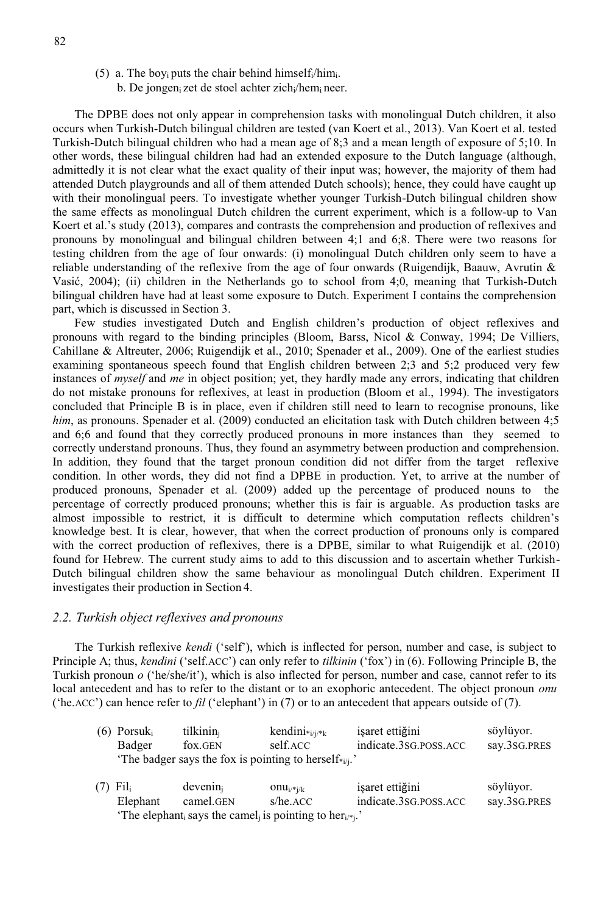(5) a. The boy$_i$ puts the chair behind himself$_i$/him$_i$.
b. De jongen$_i$ zet de stoel achter zich$_i$/hem$_i$ neer.

The DPBE does not only appear in comprehension tasks with monolingual Dutch children, it also occurs when Turkish-Dutch bilingual children are tested (van Koert et al., 2013). Van Koert et al. tested Turkish-Dutch bilingual children who had a mean age of 8;3 and a mean length of exposure of 5;10. In other words, these bilingual children had had an extended exposure to the Dutch language (although, admittedly it is not clear what the exact quality of their input was; however, the majority of them had attended Dutch playgrounds and all of them attended Dutch schools); hence, they could have caught up with their monolingual peers. To investigate whether younger Turkish-Dutch bilingual children show the same effects as monolingual Dutch children the current experiment, which is a follow-up to Van Koert et al.'s study (2013), compares and contrasts the comprehension and production of reflexives and pronouns by monolingual and bilingual children between 4;1 and 6;8. There were two reasons for testing children from the age of four onwards: (i) monolingual Dutch children only seem to have a reliable understanding of the reflexive from the age of four onwards (Ruigendijk, Baauw, Avrutin & Vasić, 2004); (ii) children in the Netherlands go to school from 4;0, meaning that Turkish-Dutch bilingual children have had at least some exposure to Dutch. Experiment I contains the comprehension part, which is discussed in Section 3.

Few studies investigated Dutch and English children's production of object reflexives and pronouns with regard to the binding principles (Bloom, Barss, Nicol & Conway, 1994; De Villiers, Cahillane & Altreuter, 2006; Ruigendijk et al., 2010; Spenader et al., 2009). One of the earliest studies examining spontaneous speech found that English children between 2;3 and 5;2 produced very few instances of *myself* and *me* in object position; yet, they hardly made any errors, indicating that children do not mistake pronouns for reflexives, at least in production (Bloom et al., 1994). The investigators concluded that Principle B is in place, even if children still need to learn to recognise pronouns, like *him*, as pronouns. Spenader et al. (2009) conducted an elicitation task with Dutch children between 4;5 and 6;6 and found that they correctly produced pronouns in more instances than they seemed to correctly understand pronouns. Thus, they found an asymmetry between production and comprehension. In addition, they found that the target pronoun condition did not differ from the target reflexive condition. In other words, they did not find a DPBE in production. Yet, to arrive at the number of produced pronouns, Spenader et al. (2009) added up the percentage of produced nouns to the percentage of correctly produced pronouns; whether this is fair is arguable. As production tasks are almost impossible to restrict, it is difficult to determine which computation reflects children's knowledge best. It is clear, however, that when the correct production of pronouns only is compared with the correct production of reflexives, there is a DPBE, similar to what Ruigendijk et al. (2010) found for Hebrew. The current study aims to add to this discussion and to ascertain whether Turkish-Dutch bilingual children show the same behaviour as monolingual Dutch children. Experiment II investigates their production in Section 4.

## *2.2. Turkish object reflexives and pronouns*

The Turkish reflexive *kendi* ('self'), which is inflected for person, number and case, is subject to Principle A; thus, *kendini* ('self.ACC') can only refer to *tilkinin* ('fox') in (6). Following Principle B, the Turkish pronoun *o* ('he/she/it'), which is also inflected for person, number and case, cannot refer to its local antecedent and has to refer to the distant or to an exophoric antecedent. The object pronoun *onu* ('he.ACC') can hence refer to *fil* ('elephant') in (7) or to an antecedent that appears outside of (7).

(6) Porsuk$_i$ tilkinin$_j$ kendini$_{*i/j/*k}$ işaret ettiğini söylüyor.
Badger fox.GEN self.ACC indicate.3SG.POSS.ACC say.3SG.PRES
'The badger says the fox is pointing to herself$_{*i/j}$.'

(7) Fil$_i$ devenin$_j$ onu$_{i/*j/k}$ işaret ettiğini söylüyor.
Elephant camel.GEN s/he.ACC indicate.3SG.POSS.ACC say.3SG.PRES
'The elephant$_i$ says the camel$_j$ is pointing to her$_{i/*j}$.'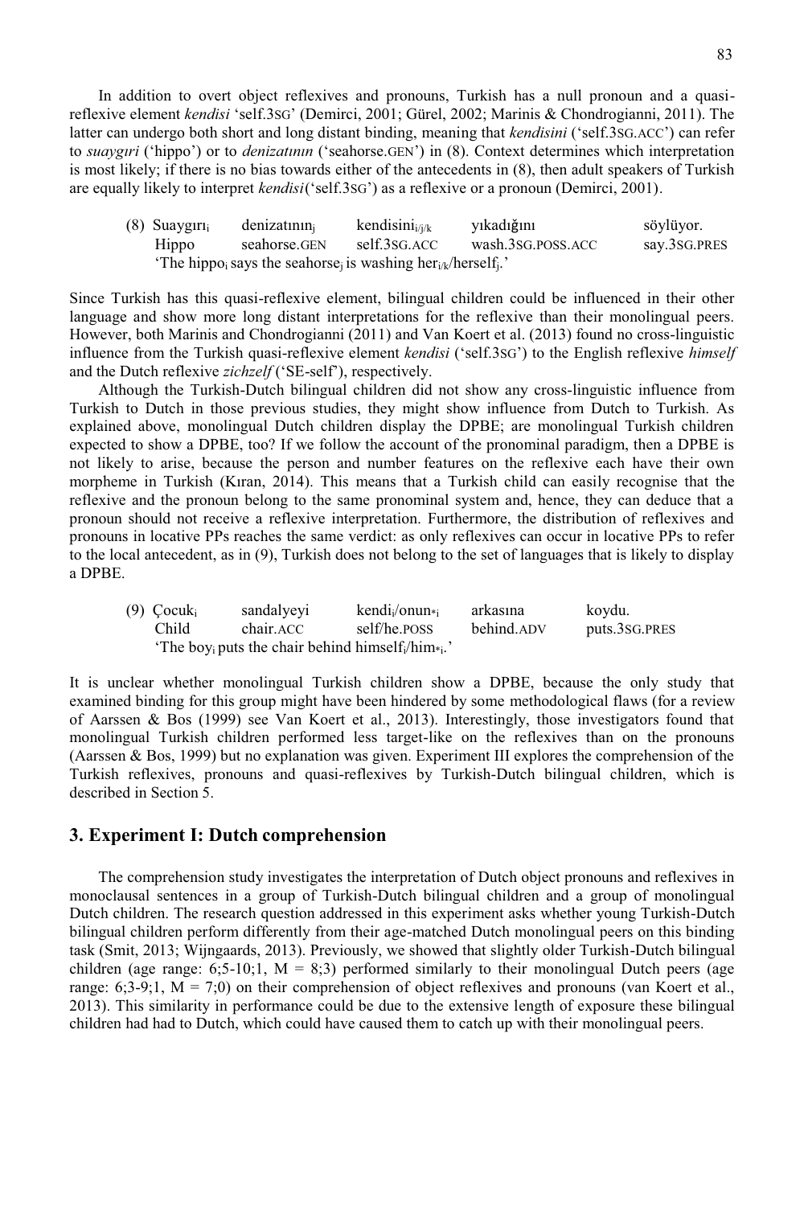In addition to overt object reflexives and pronouns, Turkish has a null pronoun and a quasi-reflexive element *kendisi* 'self.3SG' (Demirci, 2001; Gürel, 2002; Marinis & Chondrogianni, 2011). The latter can undergo both short and long distant binding, meaning that *kendisini* ('self.3SG.ACC') can refer to *suaygıri* ('hippo') or to *denizatının* ('seahorse.GEN') in (8). Context determines which interpretation is most likely; if there is no bias towards either of the antecedents in (8), then adult speakers of Turkish are equally likely to interpret *kendisi*('self.3SG') as a reflexive or a pronoun (Demirci, 2001).

(8) Suaygırı$_i$ denizatının$_j$ kendisini$_{i/j/k}$ yıkadığını söylüyor.
Hippo seahorse.GEN self.3SG.ACC wash.3SG.POSS.ACC say.3SG.PRES
'The hippo$_i$ says the seahorse$_j$ is washing her$_{i/k}$/herself$_j$.'

Since Turkish has this quasi-reflexive element, bilingual children could be influenced in their other language and show more long distant interpretations for the reflexive than their monolingual peers. However, both Marinis and Chondrogianni (2011) and Van Koert et al. (2013) found no cross-linguistic influence from the Turkish quasi-reflexive element *kendisi* ('self.3SG') to the English reflexive *himself* and the Dutch reflexive *zichzelf* ('SE-self'), respectively.

Although the Turkish-Dutch bilingual children did not show any cross-linguistic influence from Turkish to Dutch in those previous studies, they might show influence from Dutch to Turkish. As explained above, monolingual Dutch children display the DPBE; are monolingual Turkish children expected to show a DPBE, too? If we follow the account of the pronominal paradigm, then a DPBE is not likely to arise, because the person and number features on the reflexive each have their own morpheme in Turkish (Kıran, 2014). This means that a Turkish child can easily recognise that the reflexive and the pronoun belong to the same pronominal system and, hence, they can deduce that a pronoun should not receive a reflexive interpretation. Furthermore, the distribution of reflexives and pronouns in locative PPs reaches the same verdict: as only reflexives can occur in locative PPs to refer to the local antecedent, as in (9), Turkish does not belong to the set of languages that is likely to display a DPBE.

(9) Çocuk$_i$ sandalyeyi kendi$_i$/onun$_{*i}$ arkasına koydu.
Child chair.ACC self/he.POSS behind.ADV puts.3SG.PRES
'The boy$_i$ puts the chair behind himself$_i$/him$_{*i}$.'

It is unclear whether monolingual Turkish children show a DPBE, because the only study that examined binding for this group might have been hindered by some methodological flaws (for a review of Aarssen & Bos (1999) see Van Koert et al., 2013). Interestingly, those investigators found that monolingual Turkish children performed less target-like on the reflexives than on the pronouns (Aarssen & Bos, 1999) but no explanation was given. Experiment III explores the comprehension of the Turkish reflexives, pronouns and quasi-reflexives by Turkish-Dutch bilingual children, which is described in Section 5.

## 3. Experiment I: Dutch comprehension

The comprehension study investigates the interpretation of Dutch object pronouns and reflexives in monoclausal sentences in a group of Turkish-Dutch bilingual children and a group of monolingual Dutch children. The research question addressed in this experiment asks whether young Turkish-Dutch bilingual children perform differently from their age-matched Dutch monolingual peers on this binding task (Smit, 2013; Wijngaards, 2013). Previously, we showed that slightly older Turkish-Dutch bilingual children (age range: 6;5-10;1, M = 8;3) performed similarly to their monolingual Dutch peers (age range: 6;3-9;1, M = 7;0) on their comprehension of object reflexives and pronouns (van Koert et al., 2013). This similarity in performance could be due to the extensive length of exposure these bilingual children had had to Dutch, which could have caused them to catch up with their monolingual peers.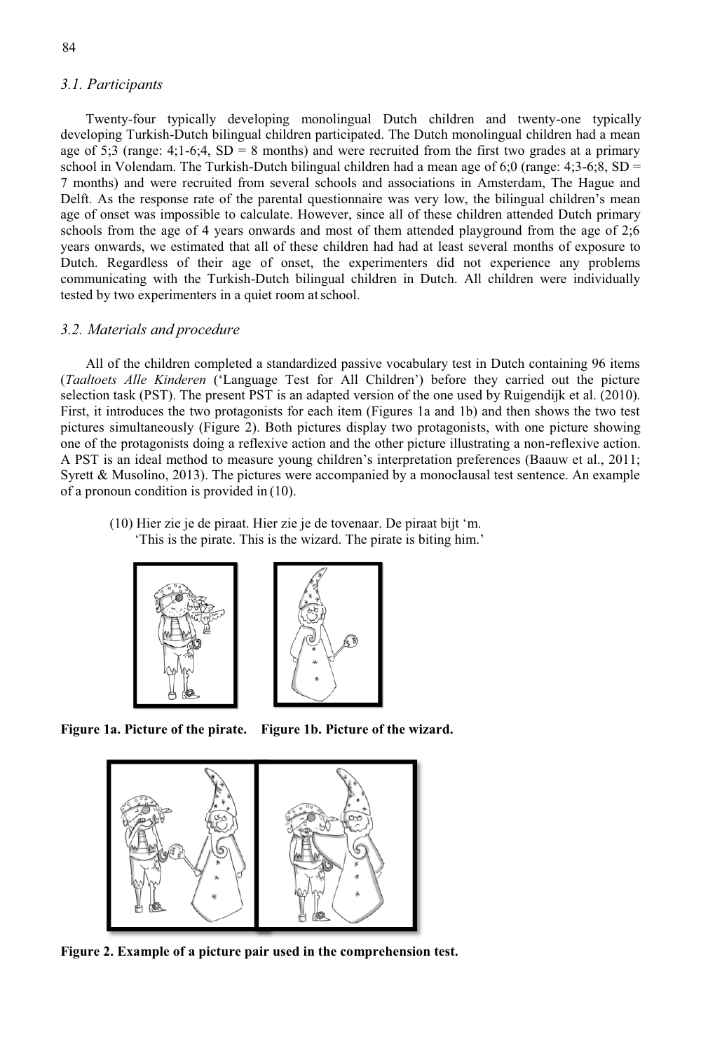### 3.1. Participants

Twenty-four typically developing monolingual Dutch children and twenty-one typically developing Turkish-Dutch bilingual children participated. The Dutch monolingual children had a mean age of 5;3 (range: 4;1-6;4, SD = 8 months) and were recruited from the first two grades at a primary school in Volendam. The Turkish-Dutch bilingual children had a mean age of 6;0 (range: 4;3-6;8, SD = 7 months) and were recruited from several schools and associations in Amsterdam, The Hague and Delft. As the response rate of the parental questionnaire was very low, the bilingual children's mean age of onset was impossible to calculate. However, since all of these children attended Dutch primary schools from the age of 4 years onwards and most of them attended playground from the age of 2;6 years onwards, we estimated that all of these children had had at least several months of exposure to Dutch. Regardless of their age of onset, the experimenters did not experience any problems communicating with the Turkish-Dutch bilingual children in Dutch. All children were individually tested by two experimenters in a quiet room at school.

### 3.2. Materials and procedure

All of the children completed a standardized passive vocabulary test in Dutch containing 96 items (*Taaltoets Alle Kinderen* ('Language Test for All Children') before they carried out the picture selection task (PST). The present PST is an adapted version of the one used by Ruigendijk et al. (2010). First, it introduces the two protagonists for each item (Figures 1a and 1b) and then shows the two test pictures simultaneously (Figure 2). Both pictures display two protagonists, with one picture showing one of the protagonists doing a reflexive action and the other picture illustrating a non-reflexive action. A PST is an ideal method to measure young children's interpretation preferences (Baauw et al., 2011; Syrett & Musolino, 2013). The pictures were accompanied by a monoclausal test sentence. An example of a pronoun condition is provided in (10).

(10) Hier zie je de piraat. Hier zie je de tovenaar. De piraat bijt 'm.
'This is the pirate. This is the wizard. The pirate is biting him.'

**Figure 1a. Picture of the pirate.** **Figure 1b. Picture of the wizard.**

**Figure 2. Example of a picture pair used in the comprehension test.**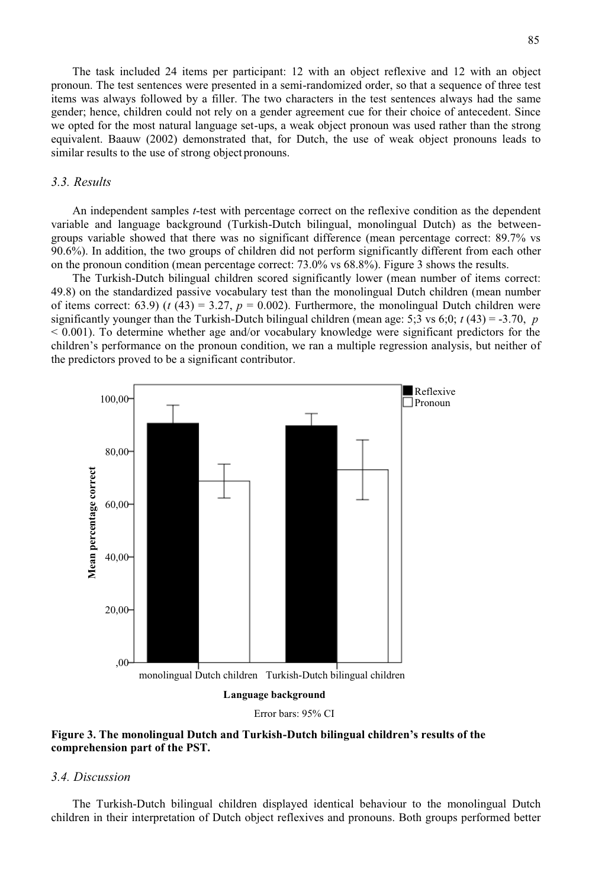The task included 24 items per participant: 12 with an object reflexive and 12 with an object pronoun. The test sentences were presented in a semi-randomized order, so that a sequence of three test items was always followed by a filler. The two characters in the test sentences always had the same gender; hence, children could not rely on a gender agreement cue for their choice of antecedent. Since we opted for the most natural language set-ups, a weak object pronoun was used rather than the strong equivalent. Baauw (2002) demonstrated that, for Dutch, the use of weak object pronouns leads to similar results to the use of strong object pronouns.

### *3.3. Results*

An independent samples *t*-test with percentage correct on the reflexive condition as the dependent variable and language background (Turkish-Dutch bilingual, monolingual Dutch) as the between-groups variable showed that there was no significant difference (mean percentage correct: 89.7% vs 90.6%). In addition, the two groups of children did not perform significantly different from each other on the pronoun condition (mean percentage correct: 73.0% vs 68.8%). Figure 3 shows the results.

The Turkish-Dutch bilingual children scored significantly lower (mean number of items correct: 49.8) on the standardized passive vocabulary test than the monolingual Dutch children (mean number of items correct: 63.9) ($t$ (43) = 3.27, $p$ = 0.002). Furthermore, the monolingual Dutch children were significantly younger than the Turkish-Dutch bilingual children (mean age: 5;3 vs 6;0; $t$ (43) = -3.70, $p$ < 0.001). To determine whether age and/or vocabulary knowledge were significant predictors for the children's performance on the pronoun condition, we ran a multiple regression analysis, but neither of the predictors proved to be a significant contributor.

**Figure 3. The monolingual Dutch and Turkish-Dutch bilingual children's results of the comprehension part of the PST.**

### *3.4. Discussion*

The Turkish-Dutch bilingual children displayed identical behaviour to the monolingual Dutch children in their interpretation of Dutch object reflexives and pronouns. Both groups performed better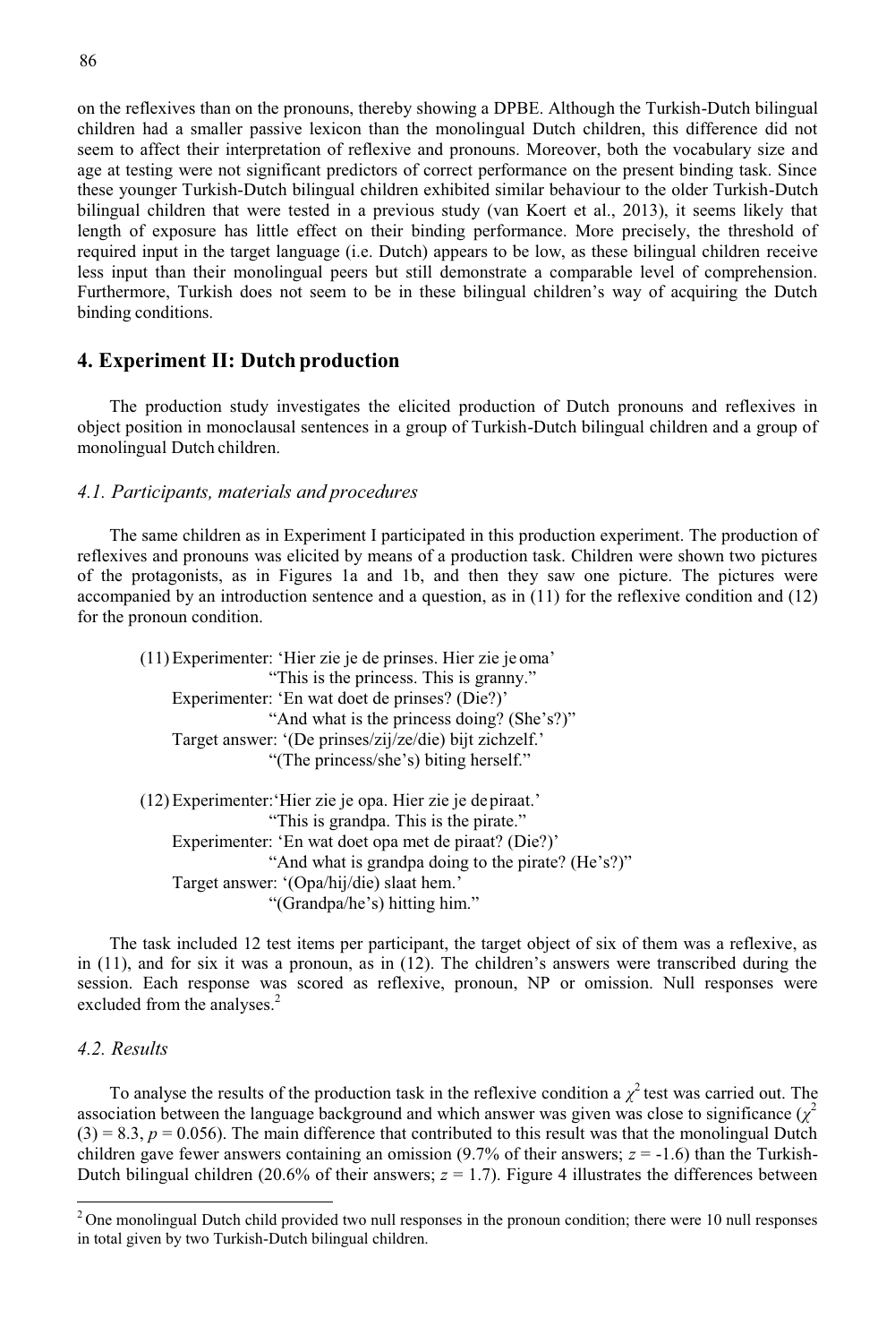on the reflexives than on the pronouns, thereby showing a DPBE. Although the Turkish-Dutch bilingual children had a smaller passive lexicon than the monolingual Dutch children, this difference did not seem to affect their interpretation of reflexive and pronouns. Moreover, both the vocabulary size and age at testing were not significant predictors of correct performance on the present binding task. Since these younger Turkish-Dutch bilingual children exhibited similar behaviour to the older Turkish-Dutch bilingual children that were tested in a previous study (van Koert et al., 2013), it seems likely that length of exposure has little effect on their binding performance. More precisely, the threshold of required input in the target language (i.e. Dutch) appears to be low, as these bilingual children receive less input than their monolingual peers but still demonstrate a comparable level of comprehension. Furthermore, Turkish does not seem to be in these bilingual children's way of acquiring the Dutch binding conditions.

## 4. Experiment II: Dutch production

The production study investigates the elicited production of Dutch pronouns and reflexives in object position in monoclausal sentences in a group of Turkish-Dutch bilingual children and a group of monolingual Dutch children.

### *4.1. Participants, materials and procedures*

The same children as in Experiment I participated in this production experiment. The production of reflexives and pronouns was elicited by means of a production task. Children were shown two pictures of the protagonists, as in Figures 1a and 1b, and then they saw one picture. The pictures were accompanied by an introduction sentence and a question, as in (11) for the reflexive condition and (12) for the pronoun condition.

(11) Experimenter: 'Hier zie je de prinses. Hier zie je oma'
"This is the princess. This is granny."
Experimenter: 'En wat doet de prinses? (Die?)'
"And what is the princess doing? (She's?)"
Target answer: '(De prinses/zij/ze/die) bijt zichzelf.'
"(The princess/she's) biting herself."

(12) Experimenter:'Hier zie je opa. Hier zie je de piraat.'
"This is grandpa. This is the pirate."
Experimenter: 'En wat doet opa met de piraat? (Die?)'
"And what is grandpa doing to the pirate? (He's?)"
Target answer: '(Opa/hij/die) slaat hem.'
"(Grandpa/he's) hitting him."

The task included 12 test items per participant, the target object of six of them was a reflexive, as in (11), and for six it was a pronoun, as in (12). The children's answers were transcribed during the session. Each response was scored as reflexive, pronoun, NP or omission. Null responses were excluded from the analyses.[2]

### *4.2. Results*

To analyse the results of the production task in the reflexive condition a $\chi^2$ test was carried out. The association between the language background and which answer was given was close to significance ($\chi^2$ $(3) = 8.3$, $p = 0.056$). The main difference that contributed to this result was that the monolingual Dutch children gave fewer answers containing an omission (9.7% of their answers; $z = -1.6$) than the Turkish-Dutch bilingual children (20.6% of their answers; $z = 1.7$). Figure 4 illustrates the differences between

[2] One monolingual Dutch child provided two null responses in the pronoun condition; there were 10 null responses in total given by two Turkish-Dutch bilingual children.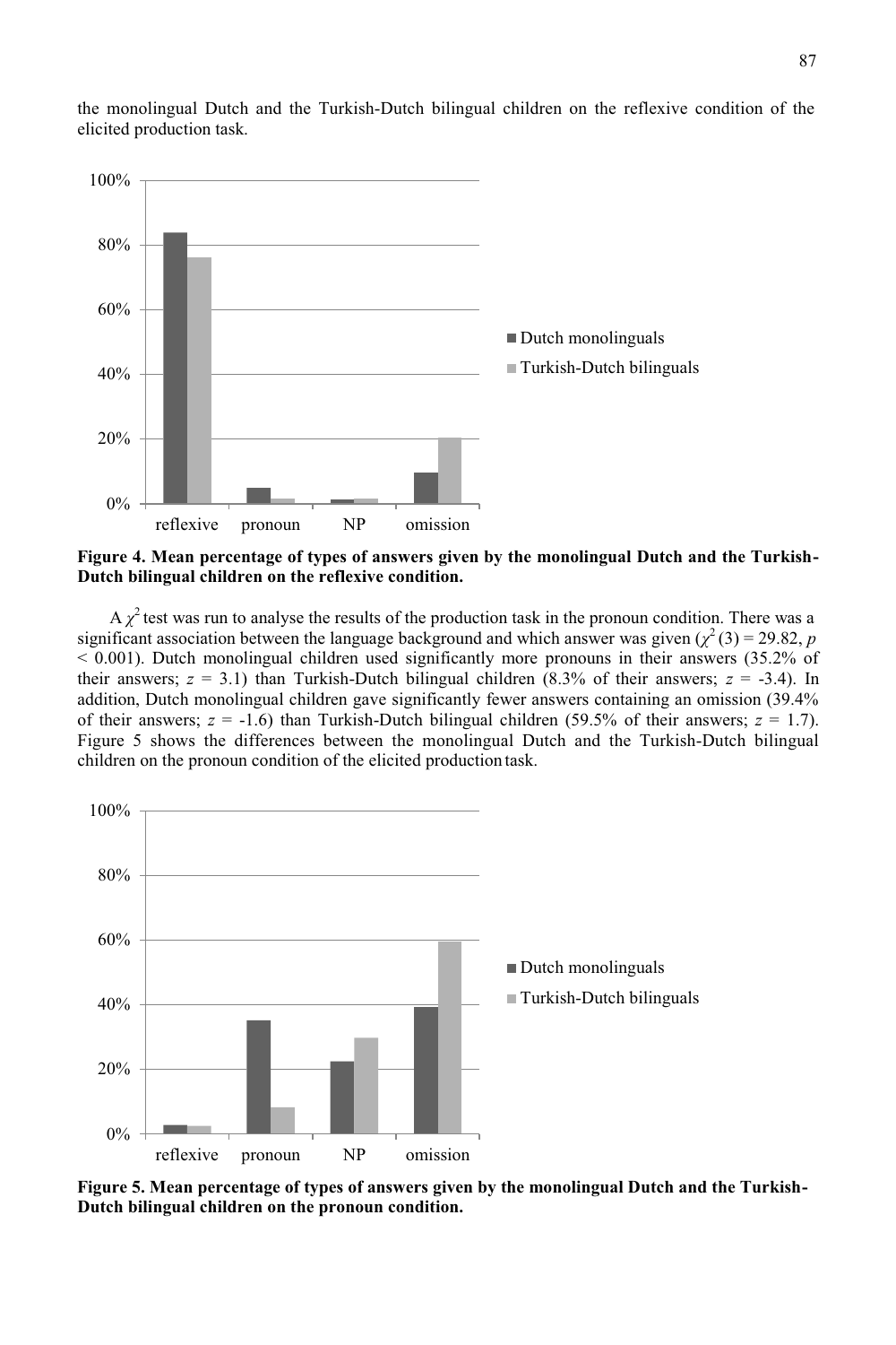the monolingual Dutch and the Turkish-Dutch bilingual children on the reflexive condition of the elicited production task.

**Figure 4. Mean percentage of types of answers given by the monolingual Dutch and the Turkish-Dutch bilingual children on the reflexive condition.**

A $\chi^2$ test was run to analyse the results of the production task in the pronoun condition. There was a significant association between the language background and which answer was given ($\chi^2(3) = 29.82$, $p < 0.001$). Dutch monolingual children used significantly more pronouns in their answers (35.2% of their answers; $z = 3.1$) than Turkish-Dutch bilingual children (8.3% of their answers; $z = -3.4$). In addition, Dutch monolingual children gave significantly fewer answers containing an omission (39.4% of their answers; $z = -1.6$) than Turkish-Dutch bilingual children (59.5% of their answers; $z = 1.7$). Figure 5 shows the differences between the monolingual Dutch and the Turkish-Dutch bilingual children on the pronoun condition of the elicited production task.

**Figure 5. Mean percentage of types of answers given by the monolingual Dutch and the Turkish-Dutch bilingual children on the pronoun condition.**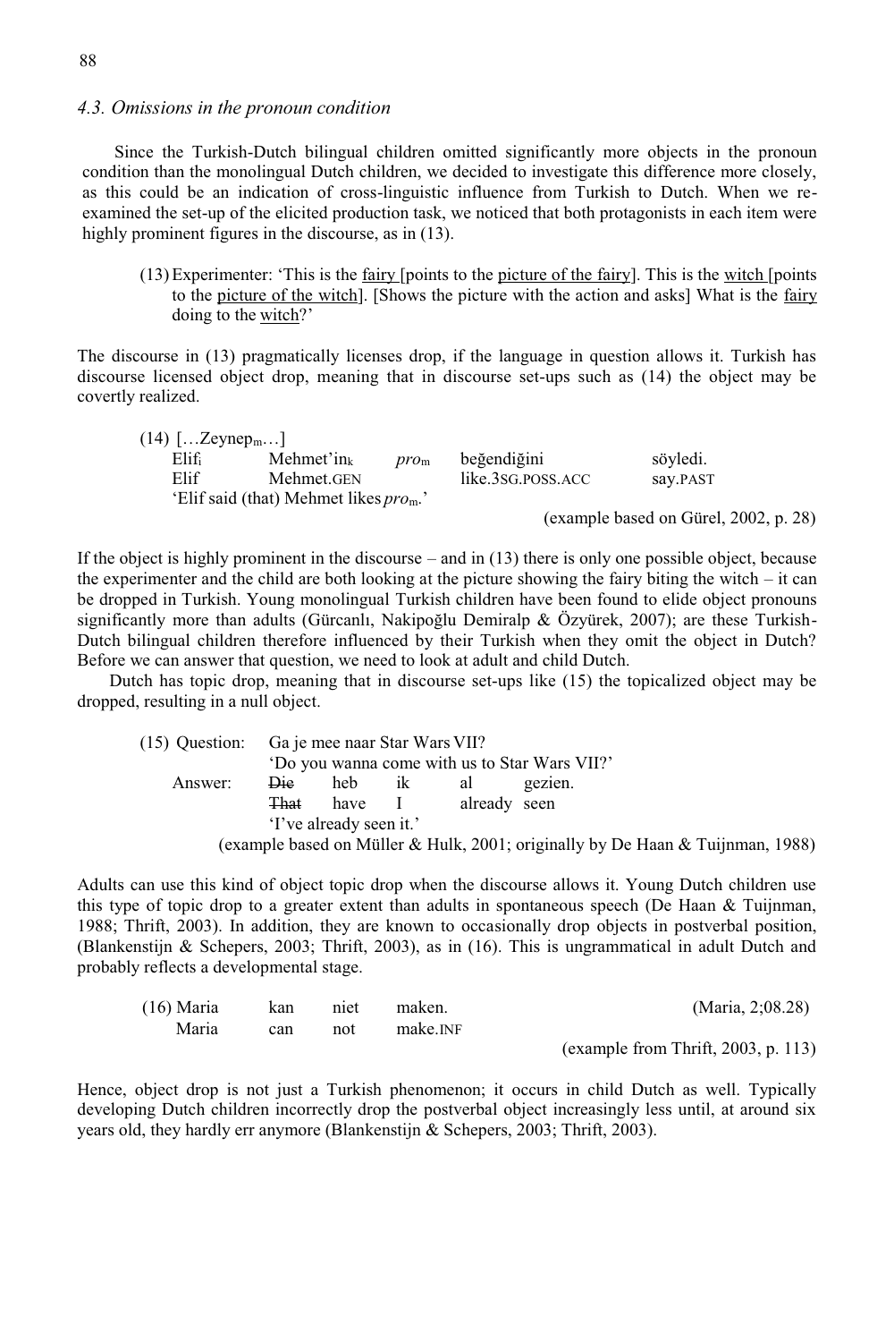### *4.3. Omissions in the pronoun condition*

Since the Turkish-Dutch bilingual children omitted significantly more objects in the pronoun condition than the monolingual Dutch children, we decided to investigate this difference more closely, as this could be an indication of cross-linguistic influence from Turkish to Dutch. When we re-examined the set-up of the elicited production task, we noticed that both protagonists in each item were highly prominent figures in the discourse, as in (13).

(13) Experimenter: 'This is the <u>fairy</u> [points to the <u>picture of the fairy</u>]. This is the <u>witch</u> [points to the <u>picture of the witch</u>]. [Shows the picture with the action and asks] What is the <u>fairy</u> doing to the <u>witch</u>?'

The discourse in (13) pragmatically licenses drop, if the language in question allows it. Turkish has discourse licensed object drop, meaning that in discourse set-ups such as (14) the object may be covertly realized.

(14) [...Zeynep$_m$...]

| Elif$_i$ | Mehmet'in$_k$ | *pro*$_m$ | beğendiğini | söyledi. |
|---|---|---|---|---|
| Elif | Mehmet.GEN | | like.3SG.POSS.ACC | say.PAST |

'Elif said (that) Mehmet likes *pro*$_m$.'

(example based on Gürel, 2002, p. 28)

If the object is highly prominent in the discourse – and in (13) there is only one possible object, because the experimenter and the child are both looking at the picture showing the fairy biting the witch – it can be dropped in Turkish. Young monolingual Turkish children have been found to elide object pronouns significantly more than adults (Gürcanlı, Nakipoğlu Demiralp & Özyürek, 2007); are these Turkish-Dutch bilingual children therefore influenced by their Turkish when they omit the object in Dutch? Before we can answer that question, we need to look at adult and child Dutch.

Dutch has topic drop, meaning that in discourse set-ups like (15) the topicalized object may be dropped, resulting in a null object.

(15) Question: Ga je mee naar Star Wars VII?
'Do you wanna come with us to Star Wars VII?'

| Answer: | ~~Die~~ | heb | ik | al | gezien. |
|---|---|---|---|---|---|
| | ~~That~~ | have | I | already | seen |

'I've already seen it.'

(example based on Müller & Hulk, 2001; originally by De Haan & Tuijnman, 1988)

Adults can use this kind of object topic drop when the discourse allows it. Young Dutch children use this type of topic drop to a greater extent than adults in spontaneous speech (De Haan & Tuijnman, 1988; Thrift, 2003). In addition, they are known to occasionally drop objects in postverbal position, (Blankenstijn & Schepers, 2003; Thrift, 2003), as in (16). This is ungrammatical in adult Dutch and probably reflects a developmental stage.

| (16) Maria | kan | niet | maken. | (Maria, 2;08.28) |
|---|---|---|---|---|
| Maria | can | not | make.INF | |

(example from Thrift, 2003, p. 113)

Hence, object drop is not just a Turkish phenomenon; it occurs in child Dutch as well. Typically developing Dutch children incorrectly drop the postverbal object increasingly less until, at around six years old, they hardly err anymore (Blankenstijn & Schepers, 2003; Thrift, 2003).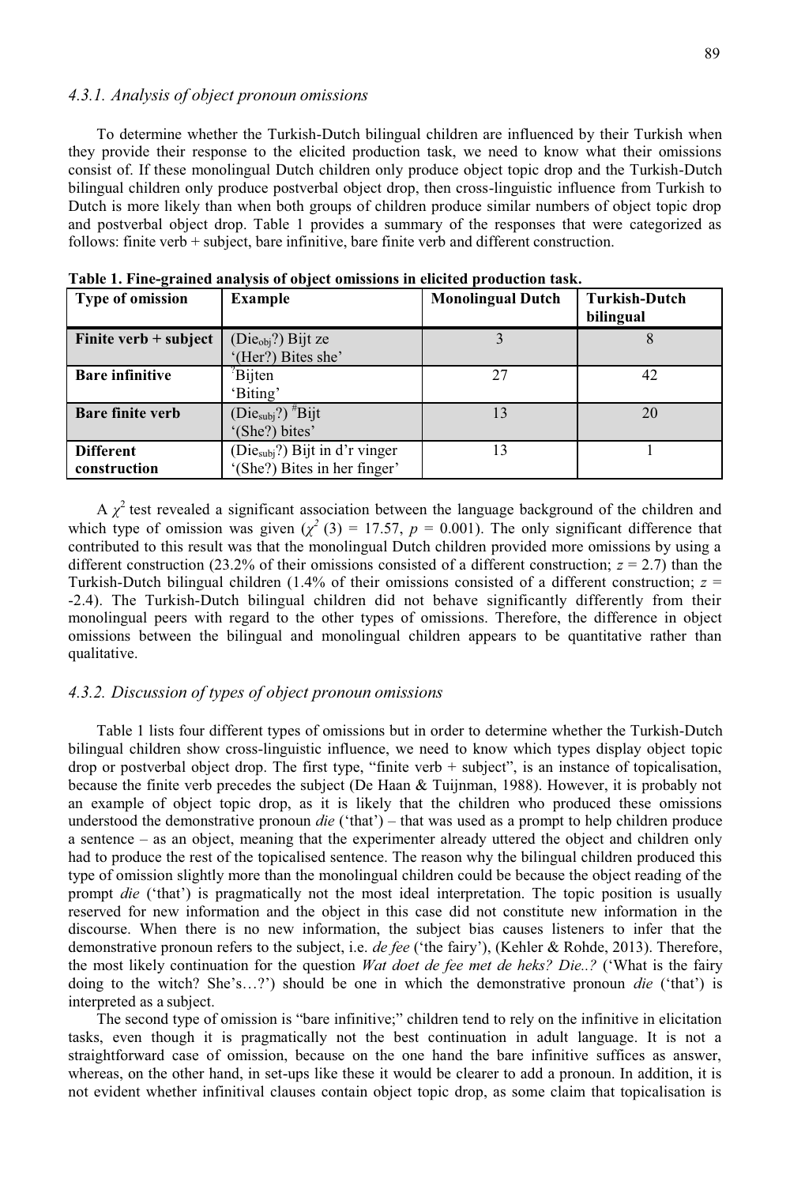### 4.3.1. Analysis of object pronoun omissions

To determine whether the Turkish-Dutch bilingual children are influenced by their Turkish when they provide their response to the elicited production task, we need to know what their omissions consist of. If these monolingual Dutch children only produce object topic drop and the Turkish-Dutch bilingual children only produce postverbal object drop, then cross-linguistic influence from Turkish to Dutch is more likely than when both groups of children produce similar numbers of object topic drop and postverbal object drop. Table 1 provides a summary of the responses that were categorized as follows: finite verb + subject, bare infinitive, bare finite verb and different construction.

**Table 1. Fine-grained analysis of object omissions in elicited production task.**

| Type of omission | Example | Monolingual Dutch | Turkish-Dutch bilingual |
|---|---|---|---|
| **Finite verb + subject** | (Die$_{obj}$?) Bijt ze<br>'(Her?) Bites she' | 3 | 8 |
| **Bare infinitive** | ?Bijten<br>'Biting' | 27 | 42 |
| **Bare finite verb** | (Die$_{subj}$?) #Bijt<br>'(She?) bites' | 13 | 20 |
| **Different construction** | (Die$_{subj}$?) Bijt in d'r vinger<br>'(She?) Bites in her finger' | 13 | 1 |

A $\chi^2$ test revealed a significant association between the language background of the children and which type of omission was given ($\chi^2$ (3) = 17.57, $p$ = 0.001). The only significant difference that contributed to this result was that the monolingual Dutch children provided more omissions by using a different construction (23.2% of their omissions consisted of a different construction; $z$ = 2.7) than the Turkish-Dutch bilingual children (1.4% of their omissions consisted of a different construction; $z$ = -2.4). The Turkish-Dutch bilingual children did not behave significantly differently from their monolingual peers with regard to the other types of omissions. Therefore, the difference in object omissions between the bilingual and monolingual children appears to be quantitative rather than qualitative.

### 4.3.2. Discussion of types of object pronoun omissions

Table 1 lists four different types of omissions but in order to determine whether the Turkish-Dutch bilingual children show cross-linguistic influence, we need to know which types display object topic drop or postverbal object drop. The first type, "finite verb + subject", is an instance of topicalisation, because the finite verb precedes the subject (De Haan & Tuijnman, 1988). However, it is probably not an example of object topic drop, as it is likely that the children who produced these omissions understood the demonstrative pronoun *die* ('that') – that was used as a prompt to help children produce a sentence – as an object, meaning that the experimenter already uttered the object and children only had to produce the rest of the topicalised sentence. The reason why the bilingual children produced this type of omission slightly more than the monolingual children could be because the object reading of the prompt *die* ('that') is pragmatically not the most ideal interpretation. The topic position is usually reserved for new information and the object in this case did not constitute new information in the discourse. When there is no new information, the subject bias causes listeners to infer that the demonstrative pronoun refers to the subject, i.e. *de fee* ('the fairy'), (Kehler & Rohde, 2013). Therefore, the most likely continuation for the question *Wat doet de fee met de heks? Die..?* ('What is the fairy doing to the witch? She's…?') should be one in which the demonstrative pronoun *die* ('that') is interpreted as a subject.

The second type of omission is "bare infinitive;" children tend to rely on the infinitive in elicitation tasks, even though it is pragmatically not the best continuation in adult language. It is not a straightforward case of omission, because on the one hand the bare infinitive suffices as answer, whereas, on the other hand, in set-ups like these it would be clearer to add a pronoun. In addition, it is not evident whether infinitival clauses contain object topic drop, as some claim that topicalisation is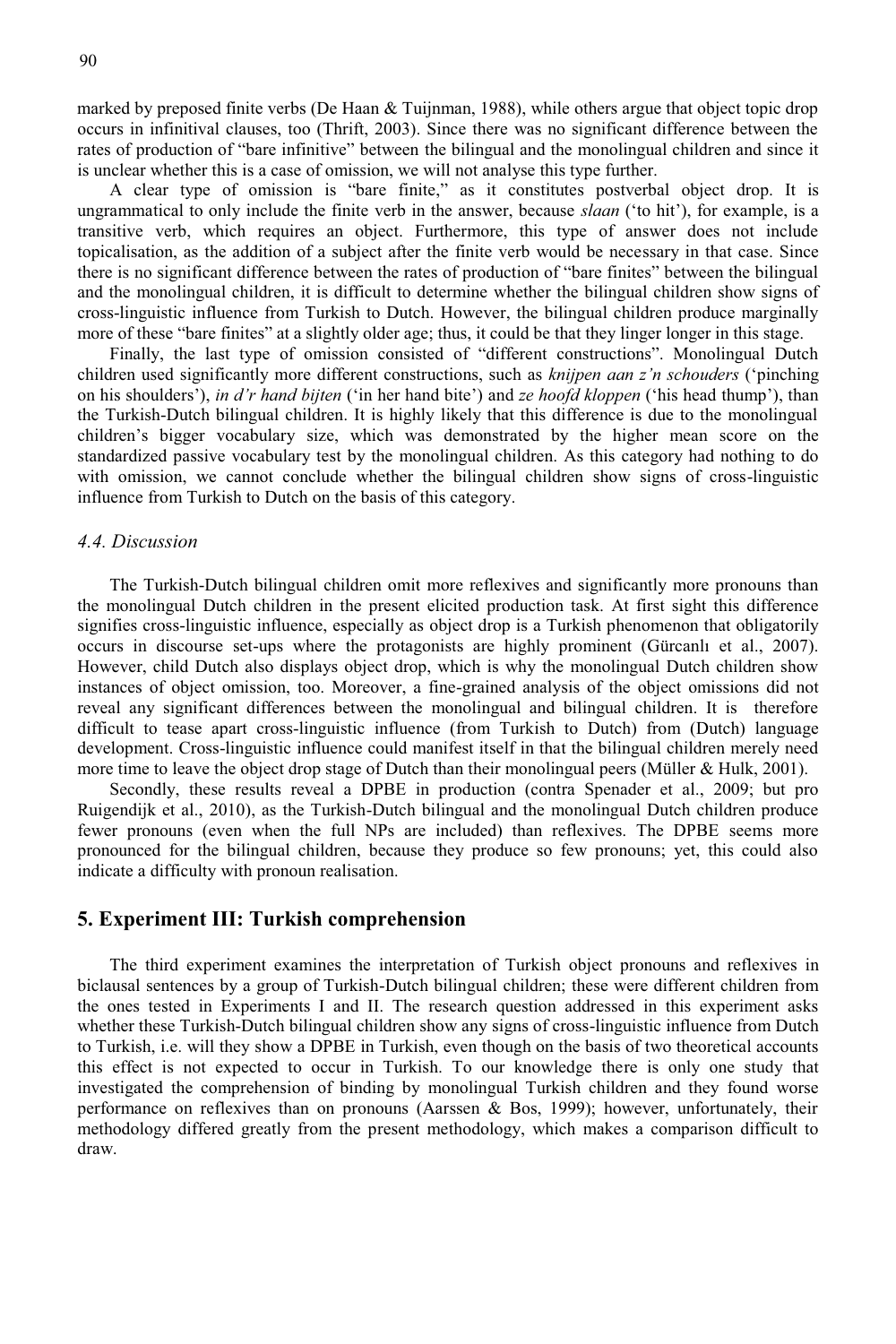marked by preposed finite verbs (De Haan & Tuijnman, 1988), while others argue that object topic drop occurs in infinitival clauses, too (Thrift, 2003). Since there was no significant difference between the rates of production of "bare infinitive" between the bilingual and the monolingual children and since it is unclear whether this is a case of omission, we will not analyse this type further.

A clear type of omission is "bare finite," as it constitutes postverbal object drop. It is ungrammatical to only include the finite verb in the answer, because *slaan* ('to hit'), for example, is a transitive verb, which requires an object. Furthermore, this type of answer does not include topicalisation, as the addition of a subject after the finite verb would be necessary in that case. Since there is no significant difference between the rates of production of "bare finites" between the bilingual and the monolingual children, it is difficult to determine whether the bilingual children show signs of cross-linguistic influence from Turkish to Dutch. However, the bilingual children produce marginally more of these "bare finites" at a slightly older age; thus, it could be that they linger longer in this stage.

Finally, the last type of omission consisted of "different constructions". Monolingual Dutch children used significantly more different constructions, such as *knijpen aan z'n schouders* ('pinching on his shoulders'), *in d'r hand bijten* ('in her hand bite') and *ze hoofd kloppen* ('his head thump'), than the Turkish-Dutch bilingual children. It is highly likely that this difference is due to the monolingual children's bigger vocabulary size, which was demonstrated by the higher mean score on the standardized passive vocabulary test by the monolingual children. As this category had nothing to do with omission, we cannot conclude whether the bilingual children show signs of cross-linguistic influence from Turkish to Dutch on the basis of this category.

### *4.4. Discussion*

The Turkish-Dutch bilingual children omit more reflexives and significantly more pronouns than the monolingual Dutch children in the present elicited production task. At first sight this difference signifies cross-linguistic influence, especially as object drop is a Turkish phenomenon that obligatorily occurs in discourse set-ups where the protagonists are highly prominent (Gürcanlı et al., 2007). However, child Dutch also displays object drop, which is why the monolingual Dutch children show instances of object omission, too. Moreover, a fine-grained analysis of the object omissions did not reveal any significant differences between the monolingual and bilingual children. It is therefore difficult to tease apart cross-linguistic influence (from Turkish to Dutch) from (Dutch) language development. Cross-linguistic influence could manifest itself in that the bilingual children merely need more time to leave the object drop stage of Dutch than their monolingual peers (Müller & Hulk, 2001).

Secondly, these results reveal a DPBE in production (contra Spenader et al., 2009; but pro Ruigendijk et al., 2010), as the Turkish-Dutch bilingual and the monolingual Dutch children produce fewer pronouns (even when the full NPs are included) than reflexives. The DPBE seems more pronounced for the bilingual children, because they produce so few pronouns; yet, this could also indicate a difficulty with pronoun realisation.

## 5. Experiment III: Turkish comprehension

The third experiment examines the interpretation of Turkish object pronouns and reflexives in biclausal sentences by a group of Turkish-Dutch bilingual children; these were different children from the ones tested in Experiments I and II. The research question addressed in this experiment asks whether these Turkish-Dutch bilingual children show any signs of cross-linguistic influence from Dutch to Turkish, i.e. will they show a DPBE in Turkish, even though on the basis of two theoretical accounts this effect is not expected to occur in Turkish. To our knowledge there is only one study that investigated the comprehension of binding by monolingual Turkish children and they found worse performance on reflexives than on pronouns (Aarssen & Bos, 1999); however, unfortunately, their methodology differed greatly from the present methodology, which makes a comparison difficult to draw.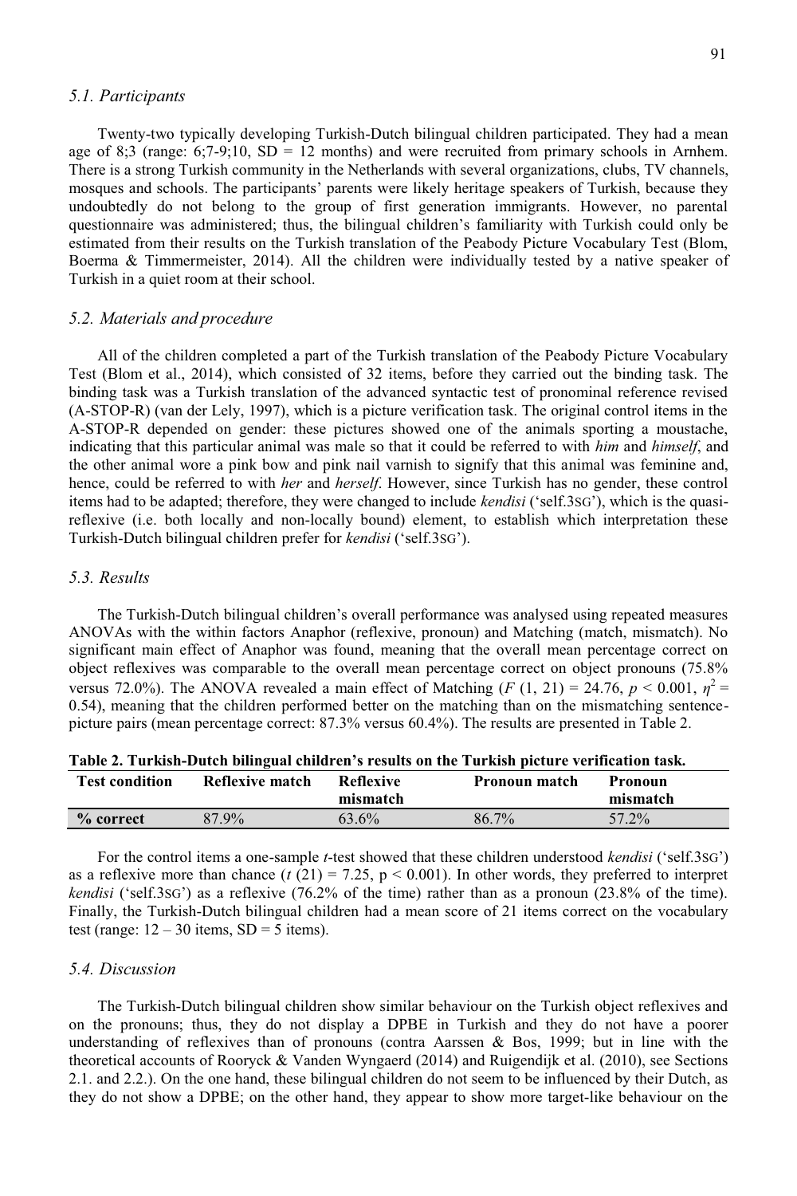### *5.1. Participants*

Twenty-two typically developing Turkish-Dutch bilingual children participated. They had a mean age of 8;3 (range: 6;7-9;10, SD = 12 months) and were recruited from primary schools in Arnhem. There is a strong Turkish community in the Netherlands with several organizations, clubs, TV channels, mosques and schools. The participants' parents were likely heritage speakers of Turkish, because they undoubtedly do not belong to the group of first generation immigrants. However, no parental questionnaire was administered; thus, the bilingual children's familiarity with Turkish could only be estimated from their results on the Turkish translation of the Peabody Picture Vocabulary Test (Blom, Boerma & Timmermeister, 2014). All the children were individually tested by a native speaker of Turkish in a quiet room at their school.

### *5.2. Materials and procedure*

All of the children completed a part of the Turkish translation of the Peabody Picture Vocabulary Test (Blom et al., 2014), which consisted of 32 items, before they carried out the binding task. The binding task was a Turkish translation of the advanced syntactic test of pronominal reference revised (A-STOP-R) (van der Lely, 1997), which is a picture verification task. The original control items in the A-STOP-R depended on gender: these pictures showed one of the animals sporting a moustache, indicating that this particular animal was male so that it could be referred to with *him* and *himself*, and the other animal wore a pink bow and pink nail varnish to signify that this animal was feminine and, hence, could be referred to with *her* and *herself*. However, since Turkish has no gender, these control items had to be adapted; therefore, they were changed to include *kendisi* ('self.3SG'), which is the quasi-reflexive (i.e. both locally and non-locally bound) element, to establish which interpretation these Turkish-Dutch bilingual children prefer for *kendisi* ('self.3SG').

### *5.3. Results*

The Turkish-Dutch bilingual children's overall performance was analysed using repeated measures ANOVAs with the within factors Anaphor (reflexive, pronoun) and Matching (match, mismatch). No significant main effect of Anaphor was found, meaning that the overall mean percentage correct on object reflexives was comparable to the overall mean percentage correct on object pronouns (75.8% versus 72.0%). The ANOVA revealed a main effect of Matching ($F$ (1, 21) = 24.76, $p < 0.001$, $\eta^2 = 0.54$), meaning that the children performed better on the matching than on the mismatching sentence-picture pairs (mean percentage correct: 87.3% versus 60.4%). The results are presented in Table 2.

**Table 2. Turkish-Dutch bilingual children's results on the Turkish picture verification task.**

| Test condition | Reflexive match | Reflexive mismatch | Pronoun match | Pronoun mismatch |
|---|---|---|---|---|
| **% correct** | 87.9% | 63.6% | 86.7% | 57.2% |

For the control items a one-sample *t*-test showed that these children understood *kendisi* ('self.3SG') as a reflexive more than chance ($t$ (21) = 7.25, $p < 0.001$). In other words, they preferred to interpret *kendisi* ('self.3SG') as a reflexive (76.2% of the time) rather than as a pronoun (23.8% of the time). Finally, the Turkish-Dutch bilingual children had a mean score of 21 items correct on the vocabulary test (range: 12 – 30 items, SD = 5 items).

### *5.4. Discussion*

The Turkish-Dutch bilingual children show similar behaviour on the Turkish object reflexives and on the pronouns; thus, they do not display a DPBE in Turkish and they do not have a poorer understanding of reflexives than of pronouns (contra Aarssen & Bos, 1999; but in line with the theoretical accounts of Rooryck & Vanden Wyngaerd (2014) and Ruigendijk et al. (2010), see Sections 2.1. and 2.2.). On the one hand, these bilingual children do not seem to be influenced by their Dutch, as they do not show a DPBE; on the other hand, they appear to show more target-like behaviour on the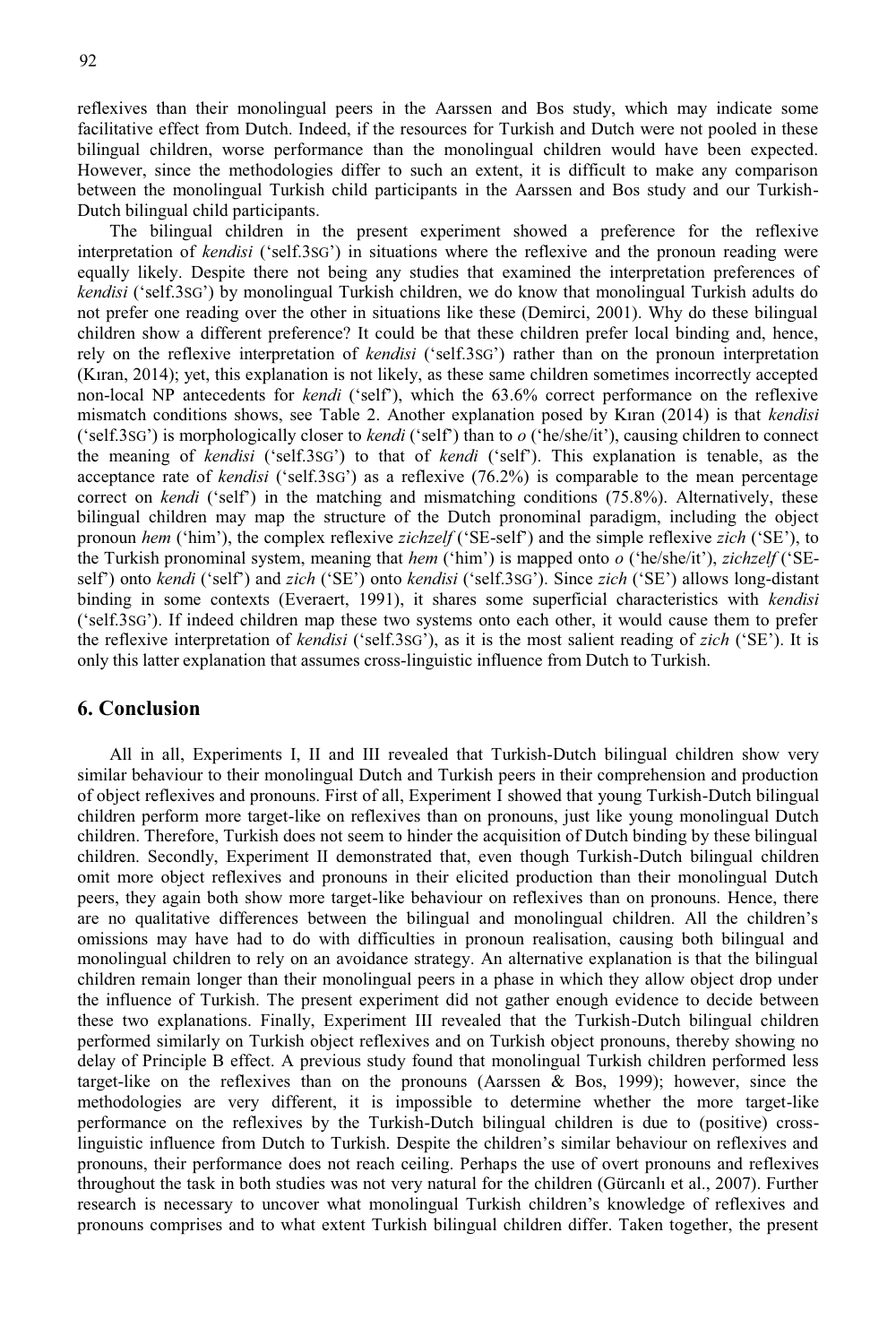reflexives than their monolingual peers in the Aarssen and Bos study, which may indicate some facilitative effect from Dutch. Indeed, if the resources for Turkish and Dutch were not pooled in these bilingual children, worse performance than the monolingual children would have been expected. However, since the methodologies differ to such an extent, it is difficult to make any comparison between the monolingual Turkish child participants in the Aarssen and Bos study and our Turkish-Dutch bilingual child participants.

The bilingual children in the present experiment showed a preference for the reflexive interpretation of *kendisi* ('self.3SG') in situations where the reflexive and the pronoun reading were equally likely. Despite there not being any studies that examined the interpretation preferences of *kendisi* ('self.3SG') by monolingual Turkish children, we do know that monolingual Turkish adults do not prefer one reading over the other in situations like these (Demirci, 2001). Why do these bilingual children show a different preference? It could be that these children prefer local binding and, hence, rely on the reflexive interpretation of *kendisi* ('self.3SG') rather than on the pronoun interpretation (Kıran, 2014); yet, this explanation is not likely, as these same children sometimes incorrectly accepted non-local NP antecedents for *kendi* ('self'), which the 63.6% correct performance on the reflexive mismatch conditions shows, see Table 2. Another explanation posed by Kıran (2014) is that *kendisi* ('self.3SG') is morphologically closer to *kendi* ('self') than to *o* ('he/she/it'), causing children to connect the meaning of *kendisi* ('self.3SG') to that of *kendi* ('self'). This explanation is tenable, as the acceptance rate of *kendisi* ('self.3SG') as a reflexive (76.2%) is comparable to the mean percentage correct on *kendi* ('self') in the matching and mismatching conditions (75.8%). Alternatively, these bilingual children may map the structure of the Dutch pronominal paradigm, including the object pronoun *hem* ('him'), the complex reflexive *zichzelf* ('SE-self') and the simple reflexive *zich* ('SE'), to the Turkish pronominal system, meaning that *hem* ('him') is mapped onto *o* ('he/she/it'), *zichzelf* ('SE-self') onto *kendi* ('self') and *zich* ('SE') onto *kendisi* ('self.3SG'). Since *zich* ('SE') allows long-distant binding in some contexts (Everaert, 1991), it shares some superficial characteristics with *kendisi* ('self.3SG'). If indeed children map these two systems onto each other, it would cause them to prefer the reflexive interpretation of *kendisi* ('self.3SG'), as it is the most salient reading of *zich* ('SE'). It is only this latter explanation that assumes cross-linguistic influence from Dutch to Turkish.

## 6. Conclusion

All in all, Experiments I, II and III revealed that Turkish-Dutch bilingual children show very similar behaviour to their monolingual Dutch and Turkish peers in their comprehension and production of object reflexives and pronouns. First of all, Experiment I showed that young Turkish-Dutch bilingual children perform more target-like on reflexives than on pronouns, just like young monolingual Dutch children. Therefore, Turkish does not seem to hinder the acquisition of Dutch binding by these bilingual children. Secondly, Experiment II demonstrated that, even though Turkish-Dutch bilingual children omit more object reflexives and pronouns in their elicited production than their monolingual Dutch peers, they again both show more target-like behaviour on reflexives than on pronouns. Hence, there are no qualitative differences between the bilingual and monolingual children. All the children's omissions may have had to do with difficulties in pronoun realisation, causing both bilingual and monolingual children to rely on an avoidance strategy. An alternative explanation is that the bilingual children remain longer than their monolingual peers in a phase in which they allow object drop under the influence of Turkish. The present experiment did not gather enough evidence to decide between these two explanations. Finally, Experiment III revealed that the Turkish-Dutch bilingual children performed similarly on Turkish object reflexives and on Turkish object pronouns, thereby showing no delay of Principle B effect. A previous study found that monolingual Turkish children performed less target-like on the reflexives than on the pronouns (Aarssen & Bos, 1999); however, since the methodologies are very different, it is impossible to determine whether the more target-like performance on the reflexives by the Turkish-Dutch bilingual children is due to (positive) cross-linguistic influence from Dutch to Turkish. Despite the children's similar behaviour on reflexives and pronouns, their performance does not reach ceiling. Perhaps the use of overt pronouns and reflexives throughout the task in both studies was not very natural for the children (Gürcanlı et al., 2007). Further research is necessary to uncover what monolingual Turkish children's knowledge of reflexives and pronouns comprises and to what extent Turkish bilingual children differ. Taken together, the present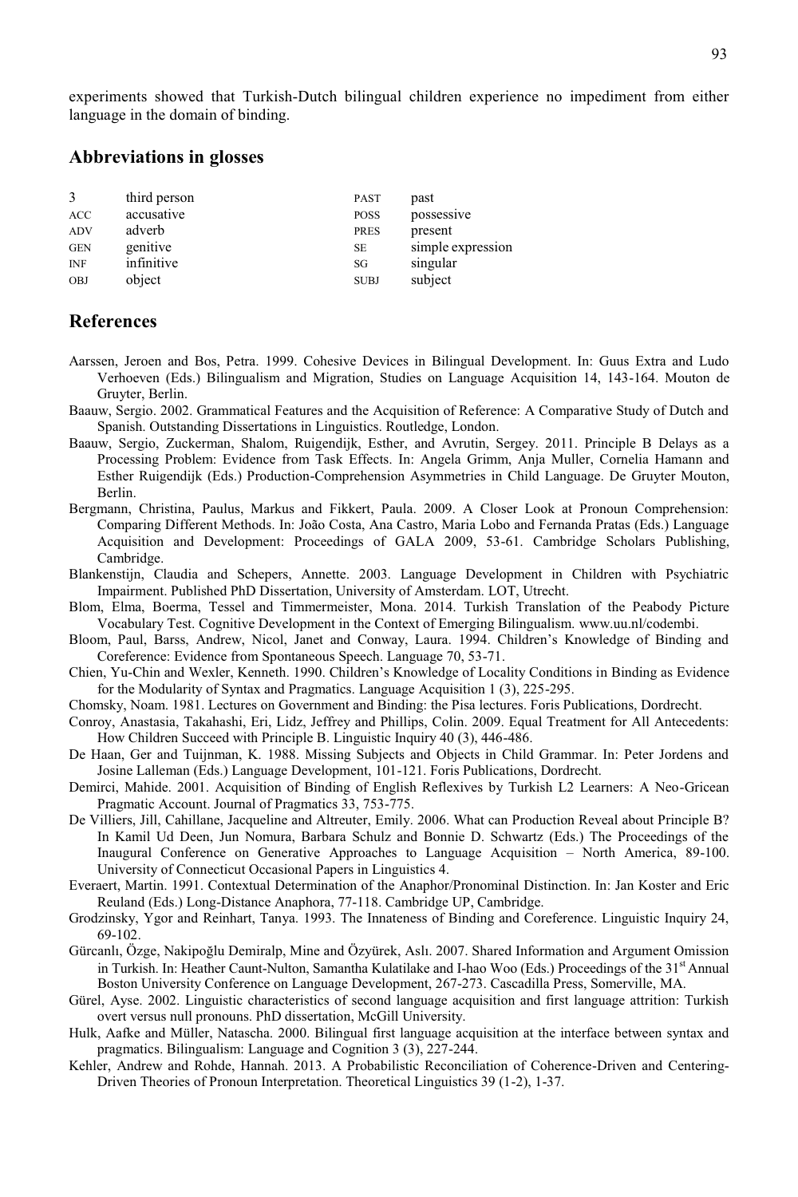experiments showed that Turkish-Dutch bilingual children experience no impediment from either language in the domain of binding.

## Abbreviations in glosses

| | | | |
|---|---|---|---|
| 3 | third person | PAST | past |
| ACC | accusative | POSS | possessive |
| ADV | adverb | PRES | present |
| GEN | genitive | SE | simple expression |
| INF | infinitive | SG | singular |
| OBJ | object | SUBJ | subject |

## References

Aarssen, Jeroen and Bos, Petra. 1999. Cohesive Devices in Bilingual Development. In: Guus Extra and Ludo Verhoeven (Eds.) Bilingualism and Migration, Studies on Language Acquisition 14, 143-164. Mouton de Gruyter, Berlin.

Baauw, Sergio. 2002. Grammatical Features and the Acquisition of Reference: A Comparative Study of Dutch and Spanish. Outstanding Dissertations in Linguistics. Routledge, London.

Baauw, Sergio, Zuckerman, Shalom, Ruigendijk, Esther, and Avrutin, Sergey. 2011. Principle B Delays as a Processing Problem: Evidence from Task Effects. In: Angela Grimm, Anja Muller, Cornelia Hamann and Esther Ruigendijk (Eds.) Production-Comprehension Asymmetries in Child Language. De Gruyter Mouton, Berlin.

Bergmann, Christina, Paulus, Markus and Fikkert, Paula. 2009. A Closer Look at Pronoun Comprehension: Comparing Different Methods. In: João Costa, Ana Castro, Maria Lobo and Fernanda Pratas (Eds.) Language Acquisition and Development: Proceedings of GALA 2009, 53-61. Cambridge Scholars Publishing, Cambridge.

Blankenstijn, Claudia and Schepers, Annette. 2003. Language Development in Children with Psychiatric Impairment. Published PhD Dissertation, University of Amsterdam. LOT, Utrecht.

Blom, Elma, Boerma, Tessel and Timmermeister, Mona. 2014. Turkish Translation of the Peabody Picture Vocabulary Test. Cognitive Development in the Context of Emerging Bilingualism. www.uu.nl/codembi.

Bloom, Paul, Barss, Andrew, Nicol, Janet and Conway, Laura. 1994. Children's Knowledge of Binding and Coreference: Evidence from Spontaneous Speech. Language 70, 53-71.

Chien, Yu-Chin and Wexler, Kenneth. 1990. Children's Knowledge of Locality Conditions in Binding as Evidence for the Modularity of Syntax and Pragmatics. Language Acquisition 1 (3), 225-295.

Chomsky, Noam. 1981. Lectures on Government and Binding: the Pisa lectures. Foris Publications, Dordrecht.

Conroy, Anastasia, Takahashi, Eri, Lidz, Jeffrey and Phillips, Colin. 2009. Equal Treatment for All Antecedents: How Children Succeed with Principle B. Linguistic Inquiry 40 (3), 446-486.

De Haan, Ger and Tuijnman, K. 1988. Missing Subjects and Objects in Child Grammar. In: Peter Jordens and Josine Lalleman (Eds.) Language Development, 101-121. Foris Publications, Dordrecht.

Demirci, Mahide. 2001. Acquisition of Binding of English Reflexives by Turkish L2 Learners: A Neo-Gricean Pragmatic Account. Journal of Pragmatics 33, 753-775.

De Villiers, Jill, Cahillane, Jacqueline and Altreuter, Emily. 2006. What can Production Reveal about Principle B? In Kamil Ud Deen, Jun Nomura, Barbara Schulz and Bonnie D. Schwartz (Eds.) The Proceedings of the Inaugural Conference on Generative Approaches to Language Acquisition – North America, 89-100. University of Connecticut Occasional Papers in Linguistics 4.

Everaert, Martin. 1991. Contextual Determination of the Anaphor/Pronominal Distinction. In: Jan Koster and Eric Reuland (Eds.) Long-Distance Anaphora, 77-118. Cambridge UP, Cambridge.

Grodzinsky, Ygor and Reinhart, Tanya. 1993. The Innateness of Binding and Coreference. Linguistic Inquiry 24, 69-102.

Gürcanlı, Özge, Nakipoğlu Demiralp, Mine and Özyürek, Aslı. 2007. Shared Information and Argument Omission in Turkish. In: Heather Caunt-Nulton, Samantha Kulatilake and I-hao Woo (Eds.) Proceedings of the 31st Annual Boston University Conference on Language Development, 267-273. Cascadilla Press, Somerville, MA.

Gürel, Ayse. 2002. Linguistic characteristics of second language acquisition and first language attrition: Turkish overt versus null pronouns. PhD dissertation, McGill University.

Hulk, Aafke and Müller, Natascha. 2000. Bilingual first language acquisition at the interface between syntax and pragmatics. Bilingualism: Language and Cognition 3 (3), 227-244.

Kehler, Andrew and Rohde, Hannah. 2013. A Probabilistic Reconciliation of Coherence-Driven and Centering-Driven Theories of Pronoun Interpretation. Theoretical Linguistics 39 (1-2), 1-37.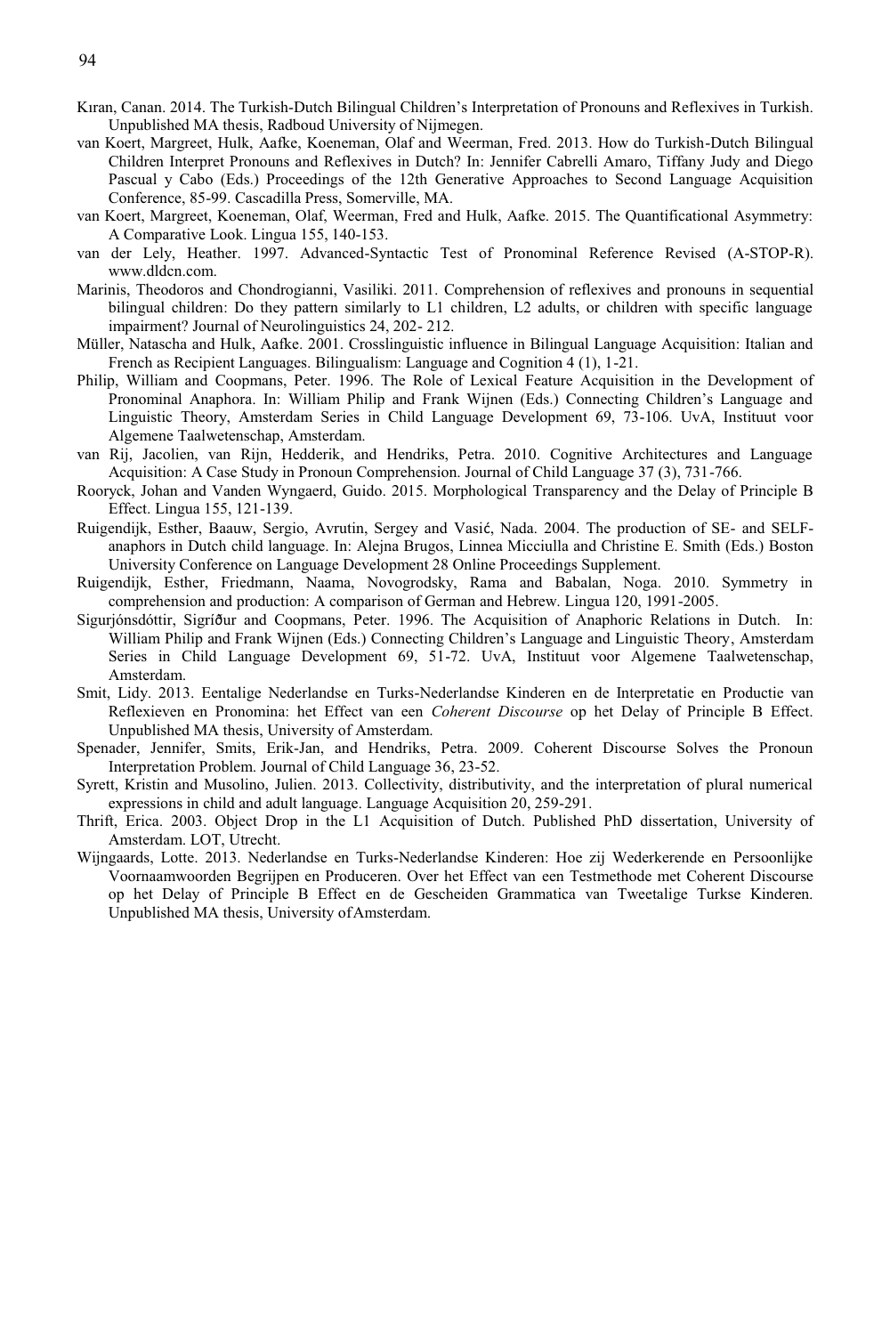Kıran, Canan. 2014. The Turkish-Dutch Bilingual Children's Interpretation of Pronouns and Reflexives in Turkish. Unpublished MA thesis, Radboud University of Nijmegen.

van Koert, Margreet, Hulk, Aafke, Koeneman, Olaf and Weerman, Fred. 2013. How do Turkish-Dutch Bilingual Children Interpret Pronouns and Reflexives in Dutch? In: Jennifer Cabrelli Amaro, Tiffany Judy and Diego Pascual y Cabo (Eds.) Proceedings of the 12th Generative Approaches to Second Language Acquisition Conference, 85-99. Cascadilla Press, Somerville, MA.

van Koert, Margreet, Koeneman, Olaf, Weerman, Fred and Hulk, Aafke. 2015. The Quantificational Asymmetry: A Comparative Look. Lingua 155, 140-153.

van der Lely, Heather. 1997. Advanced-Syntactic Test of Pronominal Reference Revised (A-STOP-R). www.dldcn.com.

Marinis, Theodoros and Chondrogianni, Vasiliki. 2011. Comprehension of reflexives and pronouns in sequential bilingual children: Do they pattern similarly to L1 children, L2 adults, or children with specific language impairment? Journal of Neurolinguistics 24, 202- 212.

Müller, Natascha and Hulk, Aafke. 2001. Crosslinguistic influence in Bilingual Language Acquisition: Italian and French as Recipient Languages. Bilingualism: Language and Cognition 4 (1), 1-21.

Philip, William and Coopmans, Peter. 1996. The Role of Lexical Feature Acquisition in the Development of Pronominal Anaphora. In: William Philip and Frank Wijnen (Eds.) Connecting Children's Language and Linguistic Theory, Amsterdam Series in Child Language Development 69, 73-106. UvA, Instituut voor Algemene Taalwetenschap, Amsterdam.

van Rij, Jacolien, van Rijn, Hedderik, and Hendriks, Petra. 2010. Cognitive Architectures and Language Acquisition: A Case Study in Pronoun Comprehension. Journal of Child Language 37 (3), 731-766.

Rooryck, Johan and Vanden Wyngaerd, Guido. 2015. Morphological Transparency and the Delay of Principle B Effect. Lingua 155, 121-139.

Ruigendijk, Esther, Baauw, Sergio, Avrutin, Sergey and Vasić, Nada. 2004. The production of SE- and SELF-anaphors in Dutch child language. In: Alejna Brugos, Linnea Micciulla and Christine E. Smith (Eds.) Boston University Conference on Language Development 28 Online Proceedings Supplement.

Ruigendijk, Esther, Friedmann, Naama, Novogrodsky, Rama and Babalan, Noga. 2010. Symmetry in comprehension and production: A comparison of German and Hebrew. Lingua 120, 1991-2005.

Sigurjónsdóttir, Sigríður and Coopmans, Peter. 1996. The Acquisition of Anaphoric Relations in Dutch. In: William Philip and Frank Wijnen (Eds.) Connecting Children's Language and Linguistic Theory, Amsterdam Series in Child Language Development 69, 51-72. UvA, Instituut voor Algemene Taalwetenschap, Amsterdam.

Smit, Lidy. 2013. Eentalige Nederlandse en Turks-Nederlandse Kinderen en de Interpretatie en Productie van Reflexieven en Pronomina: het Effect van een *Coherent Discourse* op het Delay of Principle B Effect. Unpublished MA thesis, University of Amsterdam.

Spenader, Jennifer, Smits, Erik-Jan, and Hendriks, Petra. 2009. Coherent Discourse Solves the Pronoun Interpretation Problem. Journal of Child Language 36, 23-52.

Syrett, Kristin and Musolino, Julien. 2013. Collectivity, distributivity, and the interpretation of plural numerical expressions in child and adult language. Language Acquisition 20, 259-291.

Thrift, Erica. 2003. Object Drop in the L1 Acquisition of Dutch. Published PhD dissertation, University of Amsterdam. LOT, Utrecht.

Wijngaards, Lotte. 2013. Nederlandse en Turks-Nederlandse Kinderen: Hoe zij Wederkerende en Persoonlijke Voornaamwoorden Begrijpen en Produceren. Over het Effect van een Testmethode met Coherent Discourse op het Delay of Principle B Effect en de Gescheiden Grammatica van Tweetalige Turkse Kinderen. Unpublished MA thesis, University of Amsterdam.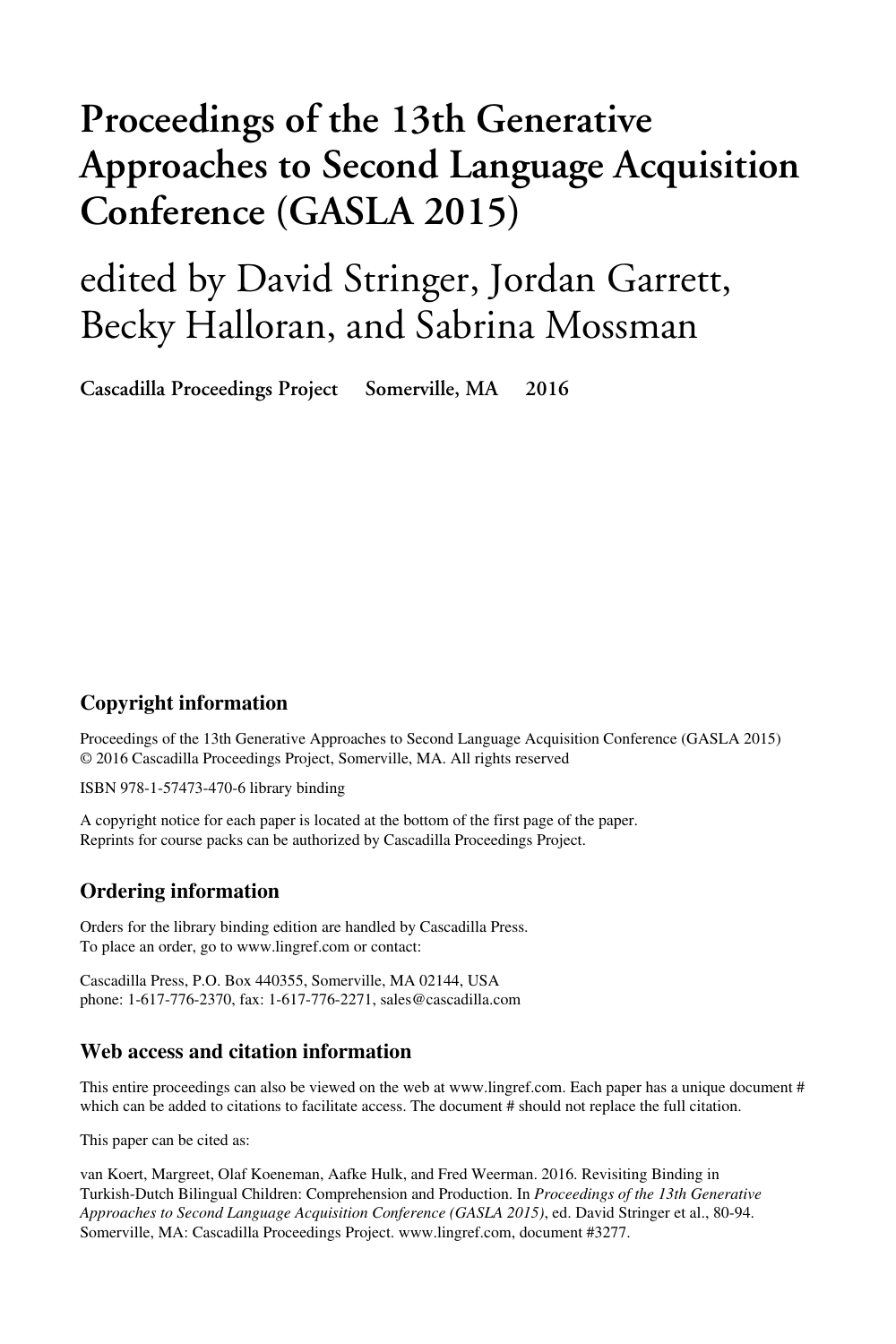# Proceedings of the 13th Generative Approaches to Second Language Acquisition Conference (GASLA 2015)

# edited by David Stringer, Jordan Garrett, Becky Halloran, and Sabrina Mossman

**Cascadilla Proceedings Project  Somerville, MA  2016**

## Copyright information

Proceedings of the 13th Generative Approaches to Second Language Acquisition Conference (GASLA 2015)
© 2016 Cascadilla Proceedings Project, Somerville, MA. All rights reserved

ISBN 978-1-57473-470-6 library binding

A copyright notice for each paper is located at the bottom of the first page of the paper.
Reprints for course packs can be authorized by Cascadilla Proceedings Project.

## Ordering information

Orders for the library binding edition are handled by Cascadilla Press.
To place an order, go to www.lingref.com or contact:

Cascadilla Press, P.O. Box 440355, Somerville, MA 02144, USA
phone: 1-617-776-2370, fax: 1-617-776-2271, sales@cascadilla.com

## Web access and citation information

This entire proceedings can also be viewed on the web at www.lingref.com. Each paper has a unique document # which can be added to citations to facilitate access. The document # should not replace the full citation.

This paper can be cited as:

van Koert, Margreet, Olaf Koeneman, Aafke Hulk, and Fred Weerman. 2016. Revisiting Binding in Turkish-Dutch Bilingual Children: Comprehension and Production. In *Proceedings of the 13th Generative Approaches to Second Language Acquisition Conference (GASLA 2015)*, ed. David Stringer et al., 80-94. Somerville, MA: Cascadilla Proceedings Project. www.lingref.com, document #3277.